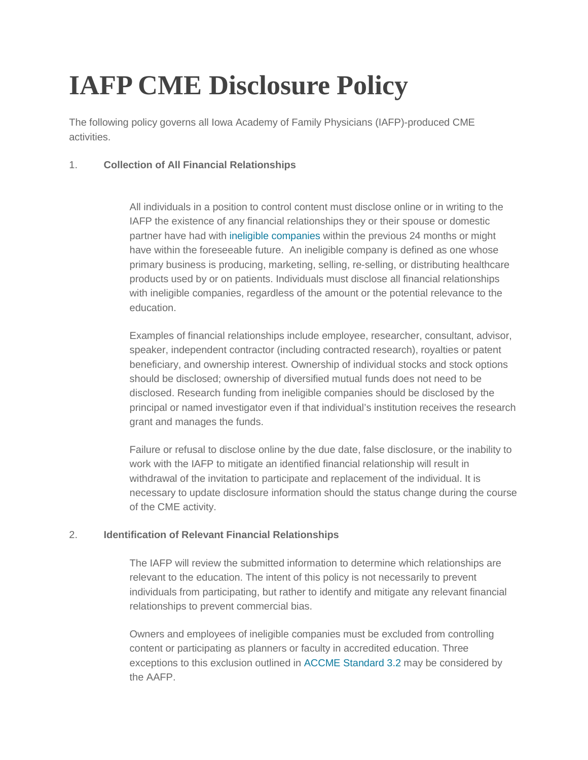# IAFP CME Disclosure Policy

The following policy governs all Iowa Academy of Family Physicians (IAFP)-produced CME activities.

1. **Collection of All Financial Relationships**

   All individuals in a position to control content must disclose online or in writing to the IAFP the existence of any financial relationships they or their spouse or domestic partner have had with ineligible companies within the previous 24 months or might have within the foreseeable future. An ineligible company is defined as one whose primary business is producing, marketing, selling, re-selling, or distributing healthcare products used by or on patients. Individuals must disclose all financial relationships with ineligible companies, regardless of the amount or the potential relevance to the education.

   Examples of financial relationships include employee, researcher, consultant, advisor, speaker, independent contractor (including contracted research), royalties or patent beneficiary, and ownership interest. Ownership of individual stocks and stock options should be disclosed; ownership of diversified mutual funds does not need to be disclosed. Research funding from ineligible companies should be disclosed by the principal or named investigator even if that individual's institution receives the research grant and manages the funds.

   Failure or refusal to disclose online by the due date, false disclosure, or the inability to work with the IAFP to mitigate an identified financial relationship will result in withdrawal of the invitation to participate and replacement of the individual. It is necessary to update disclosure information should the status change during the course of the CME activity.

2. **Identification of Relevant Financial Relationships**

   The IAFP will review the submitted information to determine which relationships are relevant to the education. The intent of this policy is not necessarily to prevent individuals from participating, but rather to identify and mitigate any relevant financial relationships to prevent commercial bias.

   Owners and employees of ineligible companies must be excluded from controlling content or participating as planners or faculty in accredited education. Three exceptions to this exclusion outlined in ACCME Standard 3.2 may be considered by the AAFP.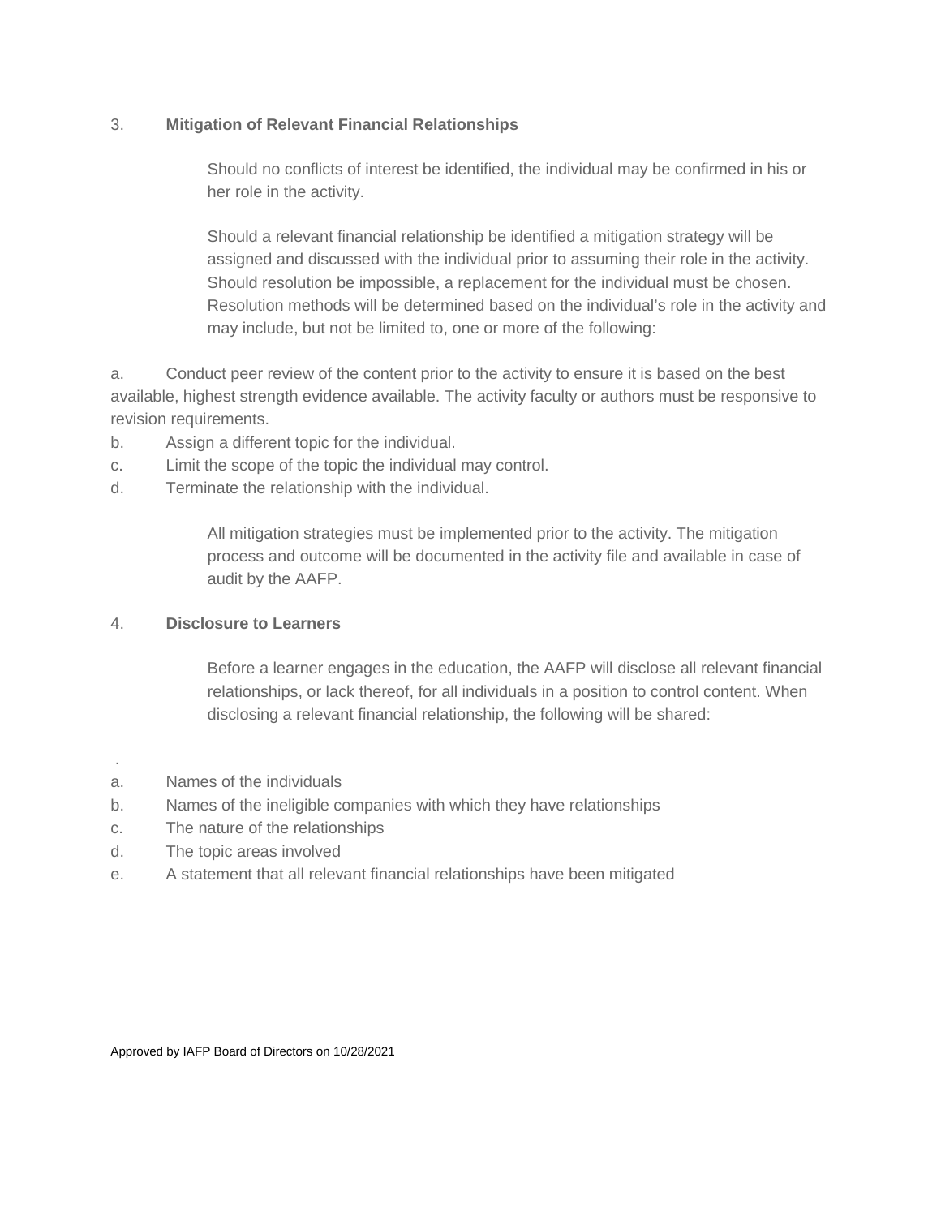### 3. Mitigation of Relevant Financial Relationships

Should no conflicts of interest be identified, the individual may be confirmed in his or her role in the activity.

Should a relevant financial relationship be identified a mitigation strategy will be assigned and discussed with the individual prior to assuming their role in the activity. Should resolution be impossible, a replacement for the individual must be chosen. Resolution methods will be determined based on the individual's role in the activity and may include, but not be limited to, one or more of the following:

a. Conduct peer review of the content prior to the activity to ensure it is based on the best available, highest strength evidence available. The activity faculty or authors must be responsive to revision requirements.
b. Assign a different topic for the individual.
c. Limit the scope of the topic the individual may control.
d. Terminate the relationship with the individual.

All mitigation strategies must be implemented prior to the activity. The mitigation process and outcome will be documented in the activity file and available in case of audit by the AAFP.

### 4. Disclosure to Learners

Before a learner engages in the education, the AAFP will disclose all relevant financial relationships, or lack thereof, for all individuals in a position to control content. When disclosing a relevant financial relationship, the following will be shared:

.

a. Names of the individuals
b. Names of the ineligible companies with which they have relationships
c. The nature of the relationships
d. The topic areas involved
e. A statement that all relevant financial relationships have been mitigated

Approved by IAFP Board of Directors on 10/28/2021